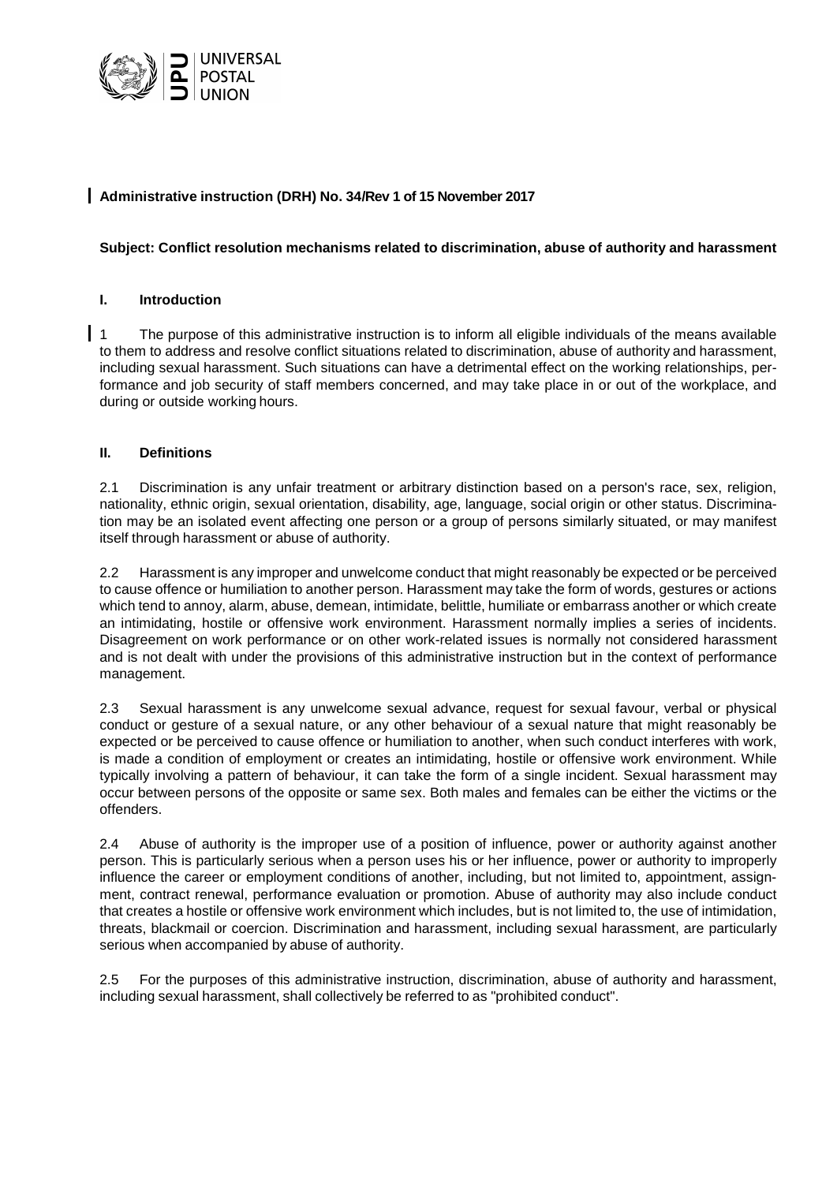UNIVERSAL POSTAL UNION

**Administrative instruction (DRH) No. 34/Rev 1 of 15 November 2017**

**Subject: Conflict resolution mechanisms related to discrimination, abuse of authority and harassment**

## I. Introduction

1 The purpose of this administrative instruction is to inform all eligible individuals of the means available to them to address and resolve conflict situations related to discrimination, abuse of authority and harassment, including sexual harassment. Such situations can have a detrimental effect on the working relationships, performance and job security of staff members concerned, and may take place in or out of the workplace, and during or outside working hours.

## II. Definitions

2.1 Discrimination is any unfair treatment or arbitrary distinction based on a person's race, sex, religion, nationality, ethnic origin, sexual orientation, disability, age, language, social origin or other status. Discrimination may be an isolated event affecting one person or a group of persons similarly situated, or may manifest itself through harassment or abuse of authority.

2.2 Harassment is any improper and unwelcome conduct that might reasonably be expected or be perceived to cause offence or humiliation to another person. Harassment may take the form of words, gestures or actions which tend to annoy, alarm, abuse, demean, intimidate, belittle, humiliate or embarrass another or which create an intimidating, hostile or offensive work environment. Harassment normally implies a series of incidents. Disagreement on work performance or on other work-related issues is normally not considered harassment and is not dealt with under the provisions of this administrative instruction but in the context of performance management.

2.3 Sexual harassment is any unwelcome sexual advance, request for sexual favour, verbal or physical conduct or gesture of a sexual nature, or any other behaviour of a sexual nature that might reasonably be expected or be perceived to cause offence or humiliation to another, when such conduct interferes with work, is made a condition of employment or creates an intimidating, hostile or offensive work environment. While typically involving a pattern of behaviour, it can take the form of a single incident. Sexual harassment may occur between persons of the opposite or same sex. Both males and females can be either the victims or the offenders.

2.4 Abuse of authority is the improper use of a position of influence, power or authority against another person. This is particularly serious when a person uses his or her influence, power or authority to improperly influence the career or employment conditions of another, including, but not limited to, appointment, assignment, contract renewal, performance evaluation or promotion. Abuse of authority may also include conduct that creates a hostile or offensive work environment which includes, but is not limited to, the use of intimidation, threats, blackmail or coercion. Discrimination and harassment, including sexual harassment, are particularly serious when accompanied by abuse of authority.

2.5 For the purposes of this administrative instruction, discrimination, abuse of authority and harassment, including sexual harassment, shall collectively be referred to as "prohibited conduct".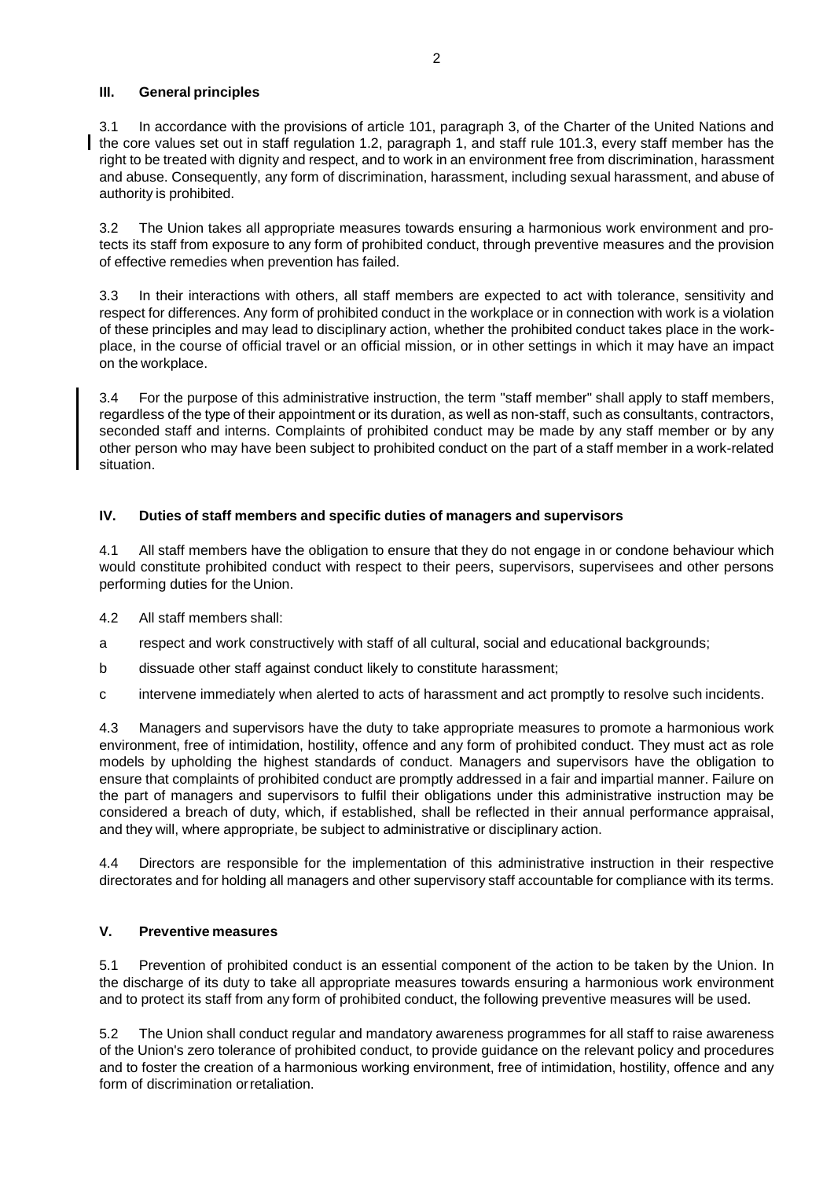## III. General principles

3.1 In accordance with the provisions of article 101, paragraph 3, of the Charter of the United Nations and the core values set out in staff regulation 1.2, paragraph 1, and staff rule 101.3, every staff member has the right to be treated with dignity and respect, and to work in an environment free from discrimination, harassment and abuse. Consequently, any form of discrimination, harassment, including sexual harassment, and abuse of authority is prohibited.

3.2 The Union takes all appropriate measures towards ensuring a harmonious work environment and protects its staff from exposure to any form of prohibited conduct, through preventive measures and the provision of effective remedies when prevention has failed.

3.3 In their interactions with others, all staff members are expected to act with tolerance, sensitivity and respect for differences. Any form of prohibited conduct in the workplace or in connection with work is a violation of these principles and may lead to disciplinary action, whether the prohibited conduct takes place in the workplace, in the course of official travel or an official mission, or in other settings in which it may have an impact on the workplace.

3.4 For the purpose of this administrative instruction, the term "staff member" shall apply to staff members, regardless of the type of their appointment or its duration, as well as non-staff, such as consultants, contractors, seconded staff and interns. Complaints of prohibited conduct may be made by any staff member or by any other person who may have been subject to prohibited conduct on the part of a staff member in a work-related situation.

## IV. Duties of staff members and specific duties of managers and supervisors

4.1 All staff members have the obligation to ensure that they do not engage in or condone behaviour which would constitute prohibited conduct with respect to their peers, supervisors, supervisees and other persons performing duties for the Union.

4.2 All staff members shall:

a respect and work constructively with staff of all cultural, social and educational backgrounds;

b dissuade other staff against conduct likely to constitute harassment;

c intervene immediately when alerted to acts of harassment and act promptly to resolve such incidents.

4.3 Managers and supervisors have the duty to take appropriate measures to promote a harmonious work environment, free of intimidation, hostility, offence and any form of prohibited conduct. They must act as role models by upholding the highest standards of conduct. Managers and supervisors have the obligation to ensure that complaints of prohibited conduct are promptly addressed in a fair and impartial manner. Failure on the part of managers and supervisors to fulfil their obligations under this administrative instruction may be considered a breach of duty, which, if established, shall be reflected in their annual performance appraisal, and they will, where appropriate, be subject to administrative or disciplinary action.

4.4 Directors are responsible for the implementation of this administrative instruction in their respective directorates and for holding all managers and other supervisory staff accountable for compliance with its terms.

## V. Preventive measures

5.1 Prevention of prohibited conduct is an essential component of the action to be taken by the Union. In the discharge of its duty to take all appropriate measures towards ensuring a harmonious work environment and to protect its staff from any form of prohibited conduct, the following preventive measures will be used.

5.2 The Union shall conduct regular and mandatory awareness programmes for all staff to raise awareness of the Union's zero tolerance of prohibited conduct, to provide guidance on the relevant policy and procedures and to foster the creation of a harmonious working environment, free of intimidation, hostility, offence and any form of discrimination or retaliation.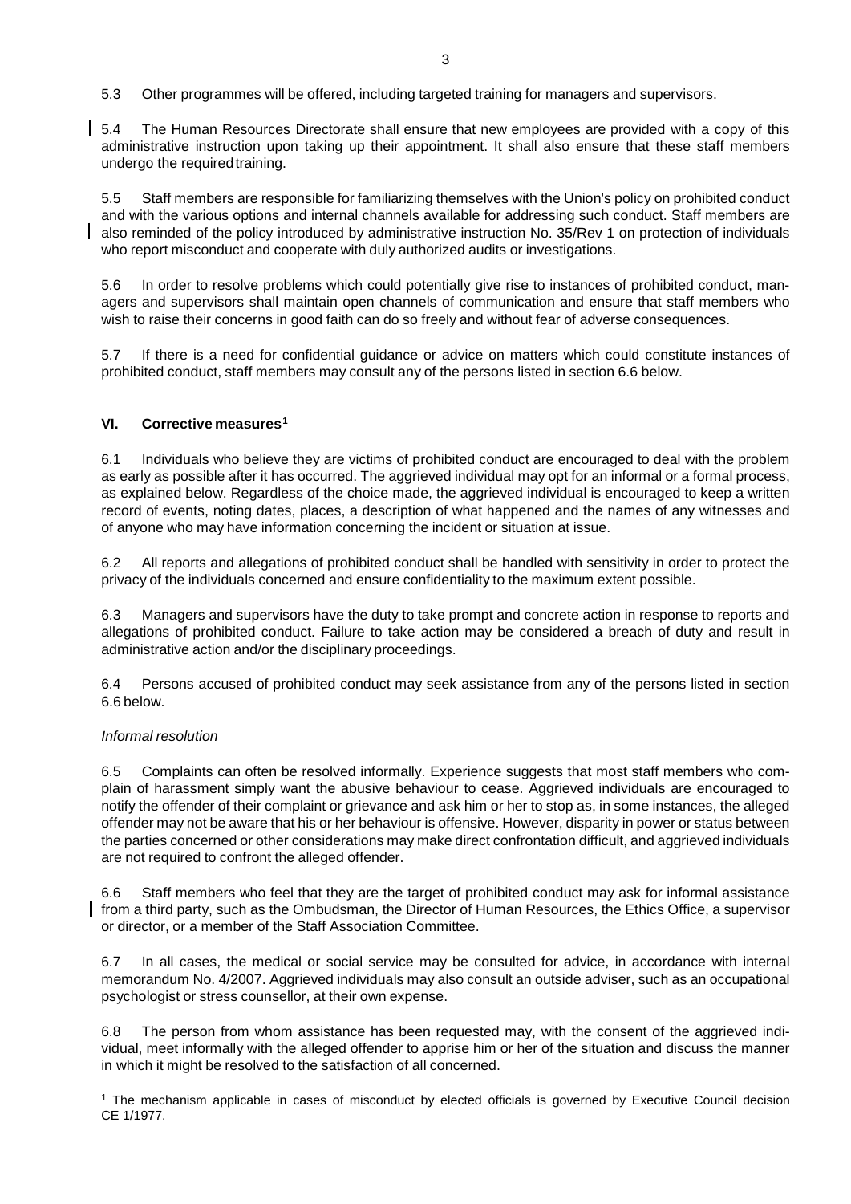5.3 Other programmes will be offered, including targeted training for managers and supervisors.

5.4 The Human Resources Directorate shall ensure that new employees are provided with a copy of this administrative instruction upon taking up their appointment. It shall also ensure that these staff members undergo the required training.

5.5 Staff members are responsible for familiarizing themselves with the Union's policy on prohibited conduct and with the various options and internal channels available for addressing such conduct. Staff members are also reminded of the policy introduced by administrative instruction No. 35/Rev 1 on protection of individuals who report misconduct and cooperate with duly authorized audits or investigations.

5.6 In order to resolve problems which could potentially give rise to instances of prohibited conduct, managers and supervisors shall maintain open channels of communication and ensure that staff members who wish to raise their concerns in good faith can do so freely and without fear of adverse consequences.

5.7 If there is a need for confidential guidance or advice on matters which could constitute instances of prohibited conduct, staff members may consult any of the persons listed in section 6.6 below.

## VI. Corrective measures[1]

6.1 Individuals who believe they are victims of prohibited conduct are encouraged to deal with the problem as early as possible after it has occurred. The aggrieved individual may opt for an informal or a formal process, as explained below. Regardless of the choice made, the aggrieved individual is encouraged to keep a written record of events, noting dates, places, a description of what happened and the names of any witnesses and of anyone who may have information concerning the incident or situation at issue.

6.2 All reports and allegations of prohibited conduct shall be handled with sensitivity in order to protect the privacy of the individuals concerned and ensure confidentiality to the maximum extent possible.

6.3 Managers and supervisors have the duty to take prompt and concrete action in response to reports and allegations of prohibited conduct. Failure to take action may be considered a breach of duty and result in administrative action and/or the disciplinary proceedings.

6.4 Persons accused of prohibited conduct may seek assistance from any of the persons listed in section 6.6 below.

*Informal resolution*

6.5 Complaints can often be resolved informally. Experience suggests that most staff members who complain of harassment simply want the abusive behaviour to cease. Aggrieved individuals are encouraged to notify the offender of their complaint or grievance and ask him or her to stop as, in some instances, the alleged offender may not be aware that his or her behaviour is offensive. However, disparity in power or status between the parties concerned or other considerations may make direct confrontation difficult, and aggrieved individuals are not required to confront the alleged offender.

6.6 Staff members who feel that they are the target of prohibited conduct may ask for informal assistance from a third party, such as the Ombudsman, the Director of Human Resources, the Ethics Office, a supervisor or director, or a member of the Staff Association Committee.

6.7 In all cases, the medical or social service may be consulted for advice, in accordance with internal memorandum No. 4/2007. Aggrieved individuals may also consult an outside adviser, such as an occupational psychologist or stress counsellor, at their own expense.

6.8 The person from whom assistance has been requested may, with the consent of the aggrieved individual, meet informally with the alleged offender to apprise him or her of the situation and discuss the manner in which it might be resolved to the satisfaction of all concerned.

[1] The mechanism applicable in cases of misconduct by elected officials is governed by Executive Council decision CE 1/1977.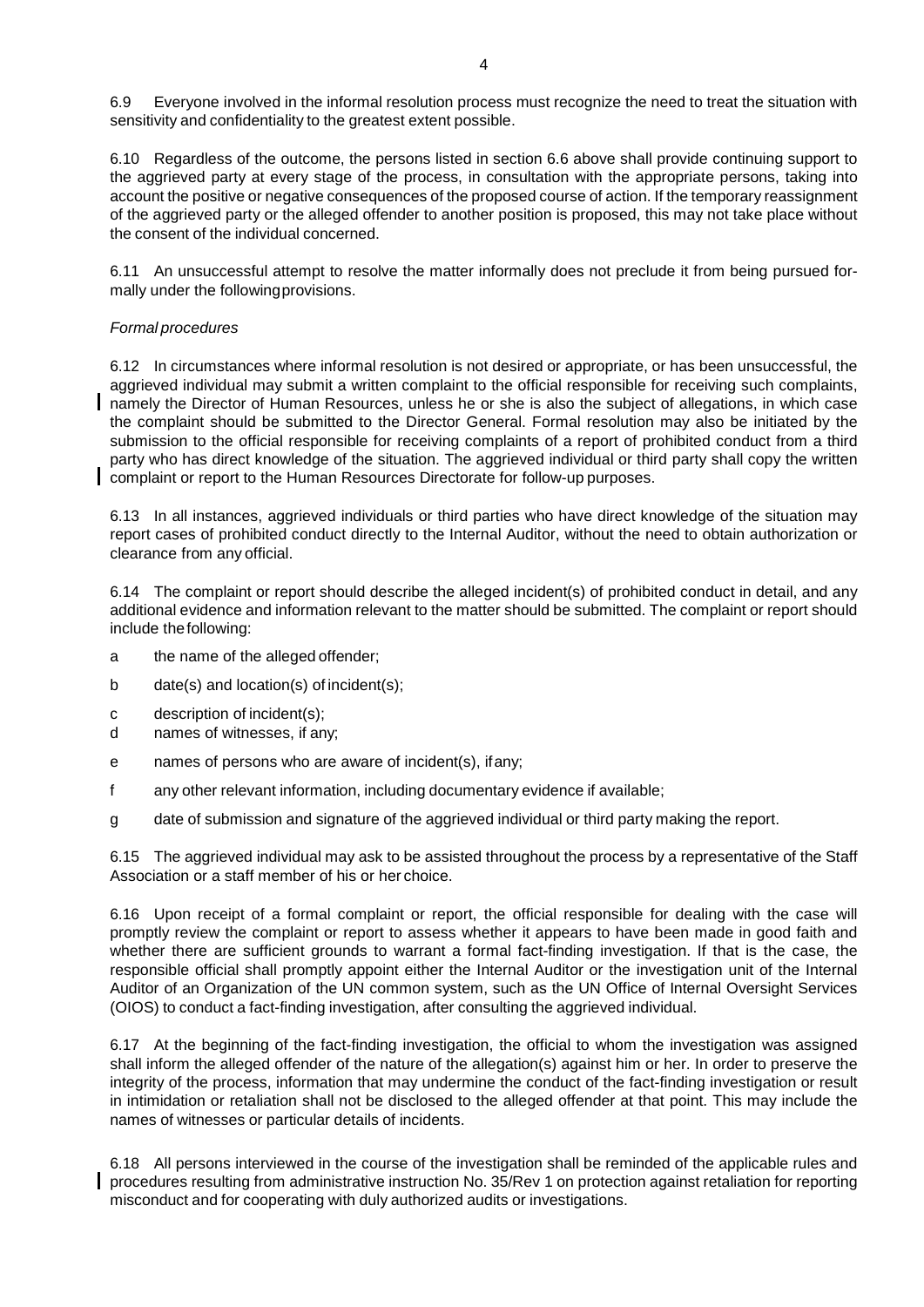6.9 Everyone involved in the informal resolution process must recognize the need to treat the situation with sensitivity and confidentiality to the greatest extent possible.

6.10 Regardless of the outcome, the persons listed in section 6.6 above shall provide continuing support to the aggrieved party at every stage of the process, in consultation with the appropriate persons, taking into account the positive or negative consequences of the proposed course of action. If the temporary reassignment of the aggrieved party or the alleged offender to another position is proposed, this may not take place without the consent of the individual concerned.

6.11 An unsuccessful attempt to resolve the matter informally does not preclude it from being pursued formally under the following provisions.

*Formal procedures*

6.12 In circumstances where informal resolution is not desired or appropriate, or has been unsuccessful, the aggrieved individual may submit a written complaint to the official responsible for receiving such complaints, namely the Director of Human Resources, unless he or she is also the subject of allegations, in which case the complaint should be submitted to the Director General. Formal resolution may also be initiated by the submission to the official responsible for receiving complaints of a report of prohibited conduct from a third party who has direct knowledge of the situation. The aggrieved individual or third party shall copy the written complaint or report to the Human Resources Directorate for follow-up purposes.

6.13 In all instances, aggrieved individuals or third parties who have direct knowledge of the situation may report cases of prohibited conduct directly to the Internal Auditor, without the need to obtain authorization or clearance from any official.

6.14 The complaint or report should describe the alleged incident(s) of prohibited conduct in detail, and any additional evidence and information relevant to the matter should be submitted. The complaint or report should include the following:

a the name of the alleged offender;

b date(s) and location(s) of incident(s);

c description of incident(s);

d names of witnesses, if any;

e names of persons who are aware of incident(s), if any;

f any other relevant information, including documentary evidence if available;

g date of submission and signature of the aggrieved individual or third party making the report.

6.15 The aggrieved individual may ask to be assisted throughout the process by a representative of the Staff Association or a staff member of his or her choice.

6.16 Upon receipt of a formal complaint or report, the official responsible for dealing with the case will promptly review the complaint or report to assess whether it appears to have been made in good faith and whether there are sufficient grounds to warrant a formal fact-finding investigation. If that is the case, the responsible official shall promptly appoint either the Internal Auditor or the investigation unit of the Internal Auditor of an Organization of the UN common system, such as the UN Office of Internal Oversight Services (OIOS) to conduct a fact-finding investigation, after consulting the aggrieved individual.

6.17 At the beginning of the fact-finding investigation, the official to whom the investigation was assigned shall inform the alleged offender of the nature of the allegation(s) against him or her. In order to preserve the integrity of the process, information that may undermine the conduct of the fact-finding investigation or result in intimidation or retaliation shall not be disclosed to the alleged offender at that point. This may include the names of witnesses or particular details of incidents.

6.18 All persons interviewed in the course of the investigation shall be reminded of the applicable rules and procedures resulting from administrative instruction No. 35/Rev 1 on protection against retaliation for reporting misconduct and for cooperating with duly authorized audits or investigations.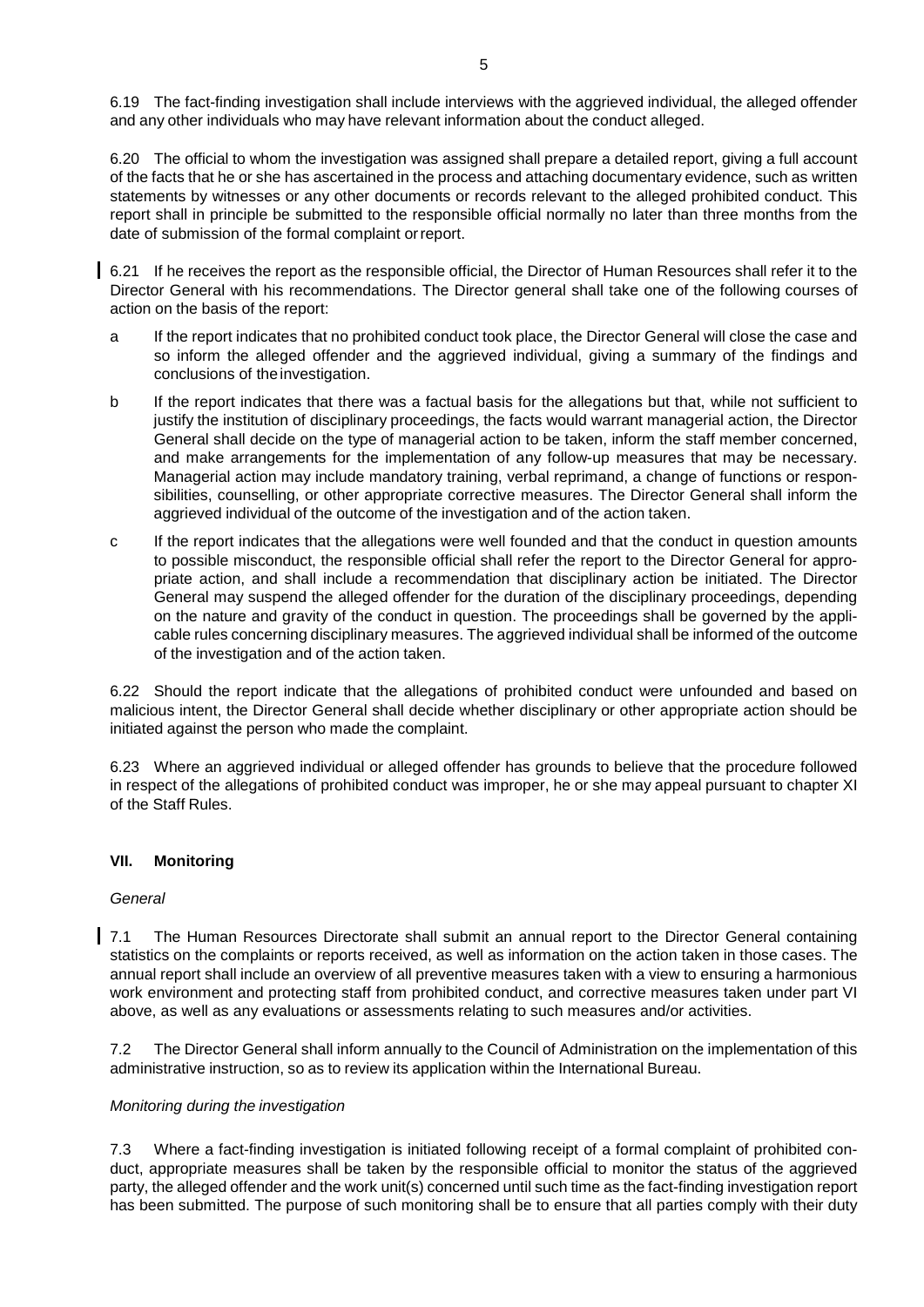6.19 The fact-finding investigation shall include interviews with the aggrieved individual, the alleged offender and any other individuals who may have relevant information about the conduct alleged.

6.20 The official to whom the investigation was assigned shall prepare a detailed report, giving a full account of the facts that he or she has ascertained in the process and attaching documentary evidence, such as written statements by witnesses or any other documents or records relevant to the alleged prohibited conduct. This report shall in principle be submitted to the responsible official normally no later than three months from the date of submission of the formal complaint or report.

6.21 If he receives the report as the responsible official, the Director of Human Resources shall refer it to the Director General with his recommendations. The Director general shall take one of the following courses of action on the basis of the report:

a If the report indicates that no prohibited conduct took place, the Director General will close the case and so inform the alleged offender and the aggrieved individual, giving a summary of the findings and conclusions of the investigation.

b If the report indicates that there was a factual basis for the allegations but that, while not sufficient to justify the institution of disciplinary proceedings, the facts would warrant managerial action, the Director General shall decide on the type of managerial action to be taken, inform the staff member concerned, and make arrangements for the implementation of any follow-up measures that may be necessary. Managerial action may include mandatory training, verbal reprimand, a change of functions or responsibilities, counselling, or other appropriate corrective measures. The Director General shall inform the aggrieved individual of the outcome of the investigation and of the action taken.

c If the report indicates that the allegations were well founded and that the conduct in question amounts to possible misconduct, the responsible official shall refer the report to the Director General for appropriate action, and shall include a recommendation that disciplinary action be initiated. The Director General may suspend the alleged offender for the duration of the disciplinary proceedings, depending on the nature and gravity of the conduct in question. The proceedings shall be governed by the applicable rules concerning disciplinary measures. The aggrieved individual shall be informed of the outcome of the investigation and of the action taken.

6.22 Should the report indicate that the allegations of prohibited conduct were unfounded and based on malicious intent, the Director General shall decide whether disciplinary or other appropriate action should be initiated against the person who made the complaint.

6.23 Where an aggrieved individual or alleged offender has grounds to believe that the procedure followed in respect of the allegations of prohibited conduct was improper, he or she may appeal pursuant to chapter XI of the Staff Rules.

## VII. Monitoring

*General*

7.1 The Human Resources Directorate shall submit an annual report to the Director General containing statistics on the complaints or reports received, as well as information on the action taken in those cases. The annual report shall include an overview of all preventive measures taken with a view to ensuring a harmonious work environment and protecting staff from prohibited conduct, and corrective measures taken under part VI above, as well as any evaluations or assessments relating to such measures and/or activities.

7.2 The Director General shall inform annually to the Council of Administration on the implementation of this administrative instruction, so as to review its application within the International Bureau.

*Monitoring during the investigation*

7.3 Where a fact-finding investigation is initiated following receipt of a formal complaint of prohibited conduct, appropriate measures shall be taken by the responsible official to monitor the status of the aggrieved party, the alleged offender and the work unit(s) concerned until such time as the fact-finding investigation report has been submitted. The purpose of such monitoring shall be to ensure that all parties comply with their duty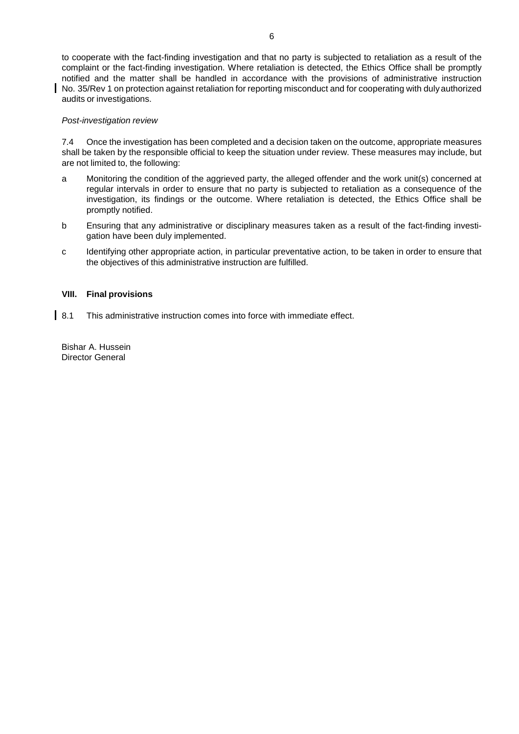to cooperate with the fact-finding investigation and that no party is subjected to retaliation as a result of the complaint or the fact-finding investigation. Where retaliation is detected, the Ethics Office shall be promptly notified and the matter shall be handled in accordance with the provisions of administrative instruction No. 35/Rev 1 on protection against retaliation for reporting misconduct and for cooperating with duly authorized audits or investigations.

*Post-investigation review*

7.4 Once the investigation has been completed and a decision taken on the outcome, appropriate measures shall be taken by the responsible official to keep the situation under review. These measures may include, but are not limited to, the following:

a Monitoring the condition of the aggrieved party, the alleged offender and the work unit(s) concerned at regular intervals in order to ensure that no party is subjected to retaliation as a consequence of the investigation, its findings or the outcome. Where retaliation is detected, the Ethics Office shall be promptly notified.

b Ensuring that any administrative or disciplinary measures taken as a result of the fact-finding investigation have been duly implemented.

c Identifying other appropriate action, in particular preventative action, to be taken in order to ensure that the objectives of this administrative instruction are fulfilled.

## VIII. Final provisions

8.1 This administrative instruction comes into force with immediate effect.

Bishar A. Hussein
Director General